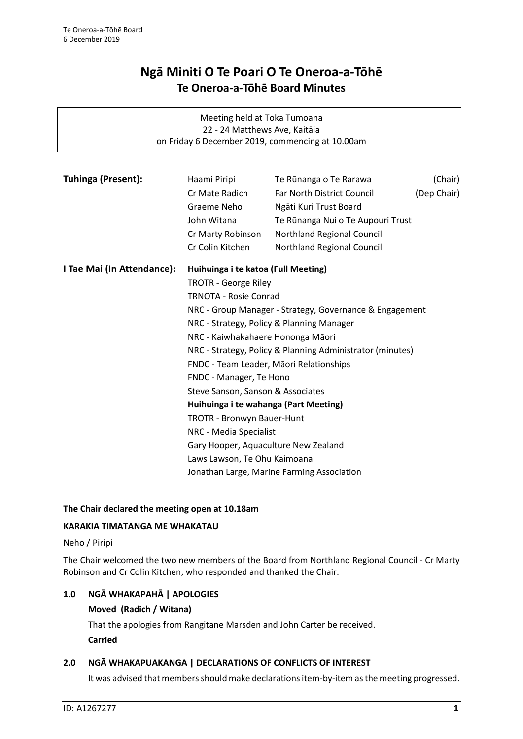# Ngā Miniti O Te Poari O Te Oneroa-a-Tōhē

## Te Oneroa-a-Tōhē Board Minutes

Meeting held at Toka Tumoana
22 - 24 Matthews Ave, Kaitāia
on Friday 6 December 2019, commencing at 10.00am

**Tuhinga (Present):**

| | | |
|---|---|---|
| Haami Piripi | Te Rūnanga o Te Rarawa | (Chair) |
| Cr Mate Radich | Far North District Council | (Dep Chair) |
| Graeme Neho | Ngāti Kuri Trust Board | |
| John Witana | Te Rūnanga Nui o Te Aupouri Trust | |
| Cr Marty Robinson | Northland Regional Council | |
| Cr Colin Kitchen | Northland Regional Council | |

**I Tae Mai (In Attendance):**

**Huihuinga i te katoa (Full Meeting)**

TROTR - George Riley
TRNOTA - Rosie Conrad
NRC - Group Manager - Strategy, Governance & Engagement
NRC - Strategy, Policy & Planning Manager
NRC - Kaiwhakahaere Hononga Māori
NRC - Strategy, Policy & Planning Administrator (minutes)
FNDC - Team Leader, Māori Relationships
FNDC - Manager, Te Hono
Steve Sanson, Sanson & Associates

**Huihuinga i te wahanga (Part Meeting)**

TROTR - Bronwyn Bauer-Hunt
NRC - Media Specialist
Gary Hooper, Aquaculture New Zealand
Laws Lawson, Te Ohu Kaimoana
Jonathan Large, Marine Farming Association

---

**The Chair declared the meeting open at 10.18am**

**KARAKIA TIMATANGA ME WHAKATAU**

Neho / Piripi

The Chair welcomed the two new members of the Board from Northland Regional Council - Cr Marty Robinson and Cr Colin Kitchen, who responded and thanked the Chair.

### 1.0 NGĀ WHAKAPAHĀ | APOLOGIES

**Moved (Radich / Witana)**

That the apologies from Rangitane Marsden and John Carter be received.

**Carried**

### 2.0 NGĀ WHAKAPUAKANGA | DECLARATIONS OF CONFLICTS OF INTEREST

It was advised that members should make declarations item-by-item as the meeting progressed.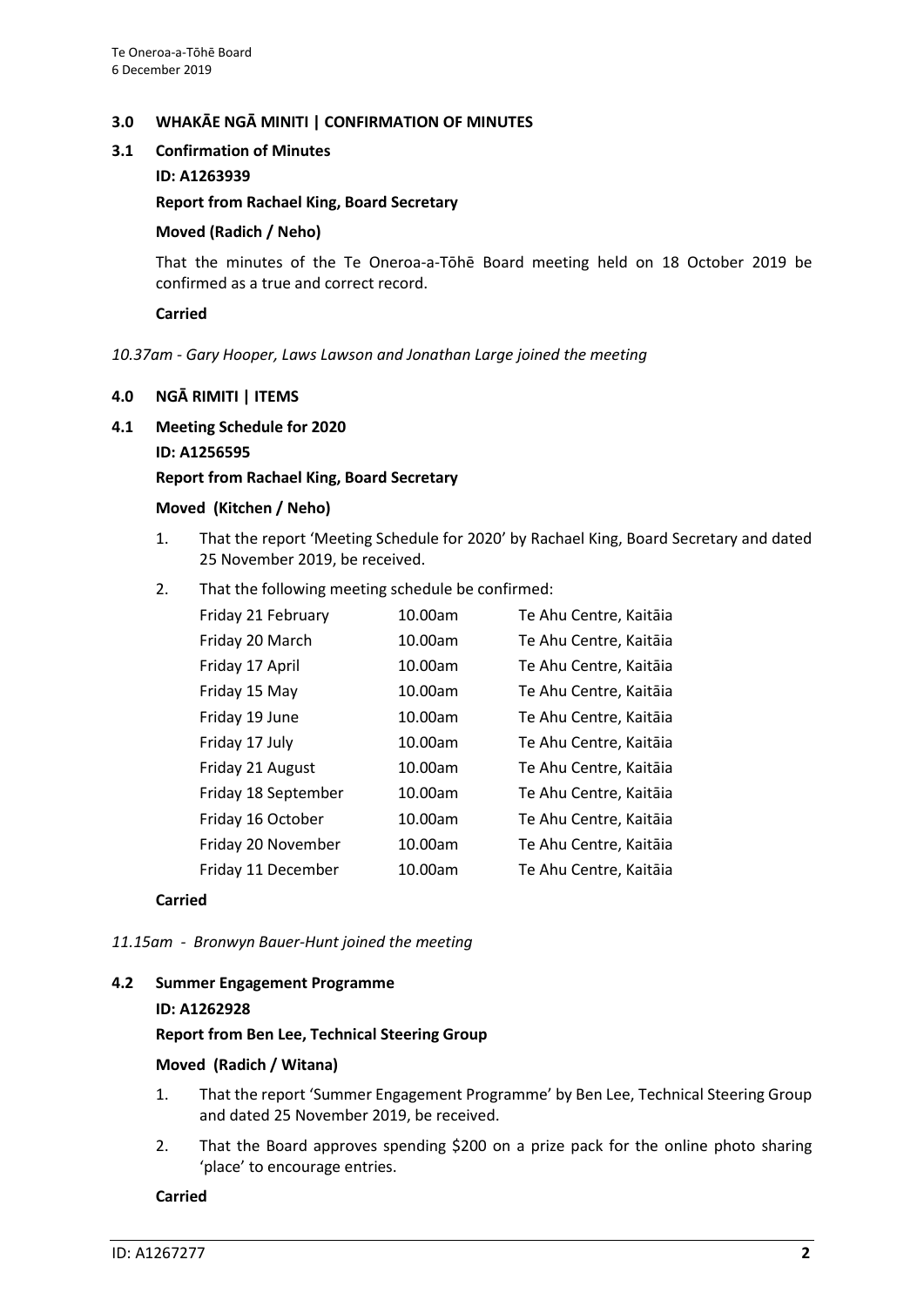## 3.0 WHAKĀE NGĀ MINITI | CONFIRMATION OF MINUTES

### 3.1 Confirmation of Minutes

**ID: A1263939**

**Report from Rachael King, Board Secretary**

**Moved (Radich / Neho)**

That the minutes of the Te Oneroa-a-Tōhē Board meeting held on 18 October 2019 be confirmed as a true and correct record.

**Carried**

*10.37am - Gary Hooper, Laws Lawson and Jonathan Large joined the meeting*

## 4.0 NGĀ RIMITI | ITEMS

### 4.1 Meeting Schedule for 2020

**ID: A1256595**

**Report from Rachael King, Board Secretary**

**Moved (Kitchen / Neho)**

1. That the report 'Meeting Schedule for 2020' by Rachael King, Board Secretary and dated 25 November 2019, be received.
2. That the following meeting schedule be confirmed:

| | | |
|---|---|---|
| Friday 21 February | 10.00am | Te Ahu Centre, Kaitāia |
| Friday 20 March | 10.00am | Te Ahu Centre, Kaitāia |
| Friday 17 April | 10.00am | Te Ahu Centre, Kaitāia |
| Friday 15 May | 10.00am | Te Ahu Centre, Kaitāia |
| Friday 19 June | 10.00am | Te Ahu Centre, Kaitāia |
| Friday 17 July | 10.00am | Te Ahu Centre, Kaitāia |
| Friday 21 August | 10.00am | Te Ahu Centre, Kaitāia |
| Friday 18 September | 10.00am | Te Ahu Centre, Kaitāia |
| Friday 16 October | 10.00am | Te Ahu Centre, Kaitāia |
| Friday 20 November | 10.00am | Te Ahu Centre, Kaitāia |
| Friday 11 December | 10.00am | Te Ahu Centre, Kaitāia |

**Carried**

*11.15am - Bronwyn Bauer-Hunt joined the meeting*

### 4.2 Summer Engagement Programme

**ID: A1262928**

**Report from Ben Lee, Technical Steering Group**

**Moved (Radich / Witana)**

1. That the report 'Summer Engagement Programme' by Ben Lee, Technical Steering Group and dated 25 November 2019, be received.
2. That the Board approves spending $200 on a prize pack for the online photo sharing 'place' to encourage entries.

**Carried**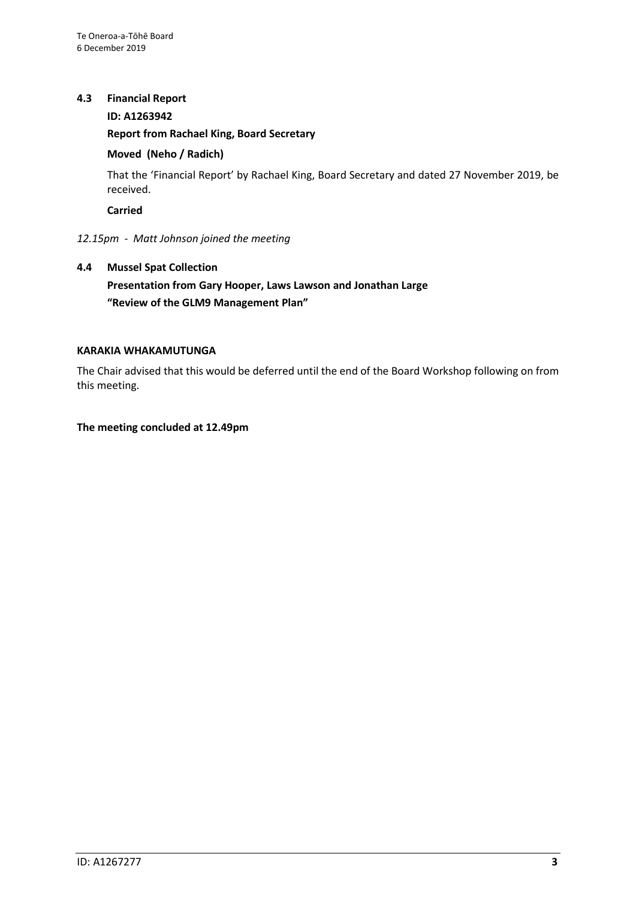### 4.3 Financial Report

**ID: A1263942**

**Report from Rachael King, Board Secretary**

**Moved (Neho / Radich)**

That the 'Financial Report' by Rachael King, Board Secretary and dated 27 November 2019, be received.

**Carried**

*12.15pm - Matt Johnson joined the meeting*

### 4.4 Mussel Spat Collection

**Presentation from Gary Hooper, Laws Lawson and Jonathan Large**
**"Review of the GLM9 Management Plan"**

**KARAKIA WHAKAMUTUNGA**

The Chair advised that this would be deferred until the end of the Board Workshop following on from this meeting.

**The meeting concluded at 12.49pm**